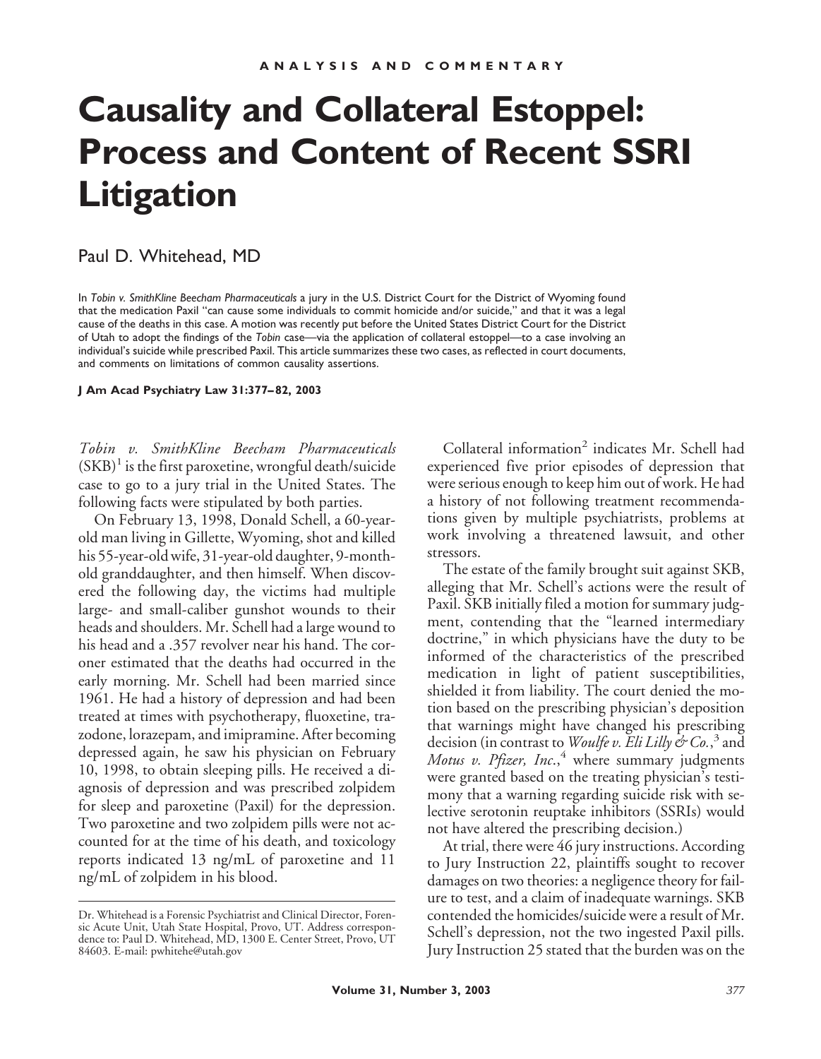ANALYSIS AND COMMENTARY

# Causality and Collateral Estoppel: Process and Content of Recent SSRI Litigation

Paul D. Whitehead, MD

In *Tobin v. SmithKline Beecham Pharmaceuticals* a jury in the U.S. District Court for the District of Wyoming found that the medication Paxil "can cause some individuals to commit homicide and/or suicide," and that it was a legal cause of the deaths in this case. A motion was recently put before the United States District Court for the District of Utah to adopt the findings of the *Tobin* case—via the application of collateral estoppel—to a case involving an individual's suicide while prescribed Paxil. This article summarizes these two cases, as reflected in court documents, and comments on limitations of common causality assertions.

**J Am Acad Psychiatry Law 31:377–82, 2003**

*Tobin v. SmithKline Beecham Pharmaceuticals* (SKB)[1] is the first paroxetine, wrongful death/suicide case to go to a jury trial in the United States. The following facts were stipulated by both parties.

On February 13, 1998, Donald Schell, a 60-year-old man living in Gillette, Wyoming, shot and killed his 55-year-old wife, 31-year-old daughter, 9-month-old granddaughter, and then himself. When discovered the following day, the victims had multiple large- and small-caliber gunshot wounds to their heads and shoulders. Mr. Schell had a large wound to his head and a .357 revolver near his hand. The coroner estimated that the deaths had occurred in the early morning. Mr. Schell had been married since 1961. He had a history of depression and had been treated at times with psychotherapy, fluoxetine, trazodone, lorazepam, and imipramine. After becoming depressed again, he saw his physician on February 10, 1998, to obtain sleeping pills. He received a diagnosis of depression and was prescribed zolpidem for sleep and paroxetine (Paxil) for the depression. Two paroxetine and two zolpidem pills were not accounted for at the time of his death, and toxicology reports indicated 13 ng/mL of paroxetine and 11 ng/mL of zolpidem in his blood.

Collateral information[2] indicates Mr. Schell had experienced five prior episodes of depression that were serious enough to keep him out of work. He had a history of not following treatment recommendations given by multiple psychiatrists, problems at work involving a threatened lawsuit, and other stressors.

The estate of the family brought suit against SKB, alleging that Mr. Schell's actions were the result of Paxil. SKB initially filed a motion for summary judgment, contending that the "learned intermediary doctrine," in which physicians have the duty to be informed of the characteristics of the prescribed medication in light of patient susceptibilities, shielded it from liability. The court denied the motion based on the prescribing physician's deposition that warnings might have changed his prescribing decision (in contrast to *Woulfe v. Eli Lilly & Co.*,[3] and *Motus v. Pfizer, Inc.*,[4] where summary judgments were granted based on the treating physician's testimony that a warning regarding suicide risk with selective serotonin reuptake inhibitors (SSRIs) would not have altered the prescribing decision.)

At trial, there were 46 jury instructions. According to Jury Instruction 22, plaintiffs sought to recover damages on two theories: a negligence theory for failure to test, and a claim of inadequate warnings. SKB contended the homicides/suicide were a result of Mr. Schell's depression, not the two ingested Paxil pills. Jury Instruction 25 stated that the burden was on the

---

Dr. Whitehead is a Forensic Psychiatrist and Clinical Director, Forensic Acute Unit, Utah State Hospital, Provo, UT. Address correspondence to: Paul D. Whitehead, MD, 1300 E. Center Street, Provo, UT 84603. E-mail: pwhitehe@utah.gov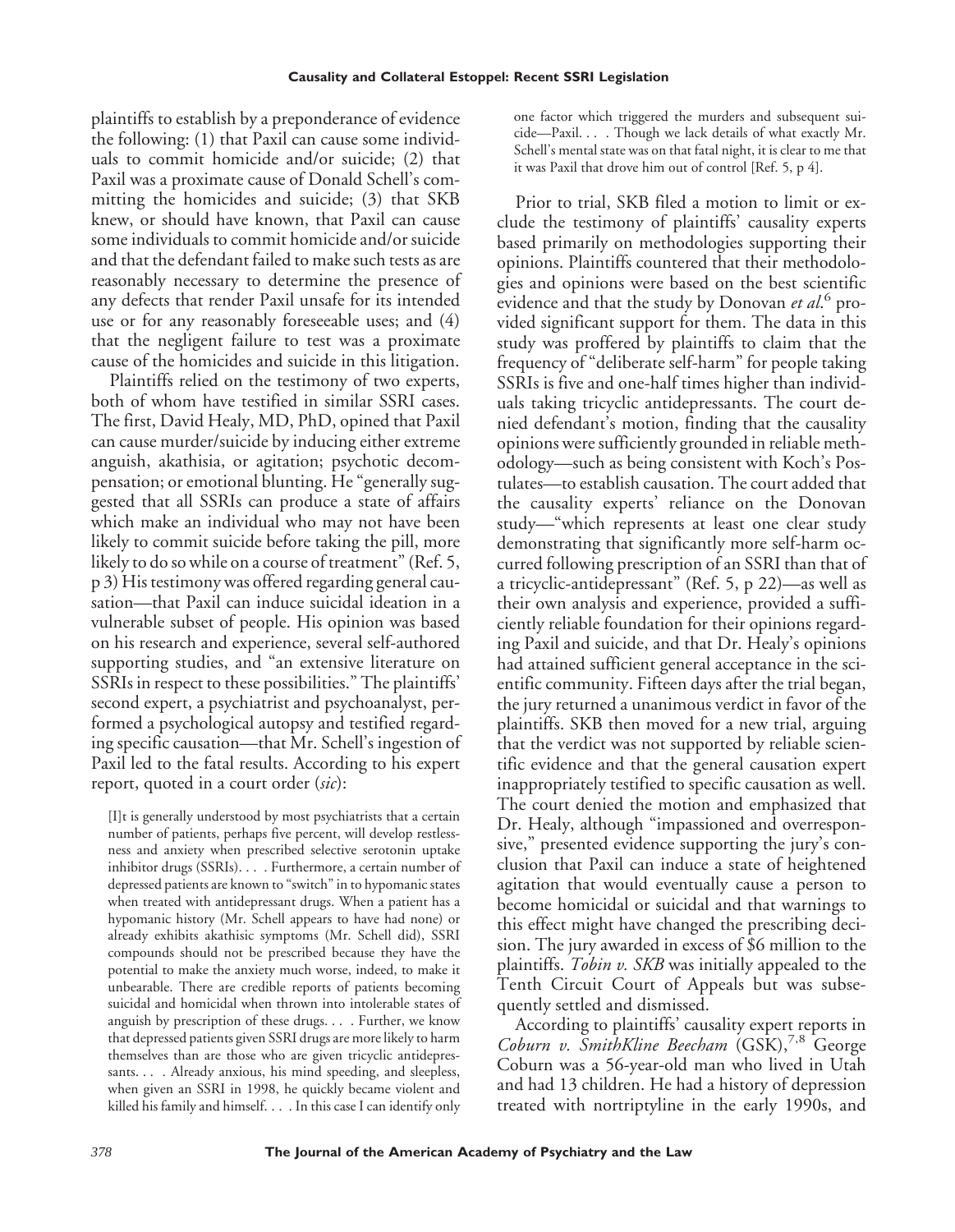plaintiffs to establish by a preponderance of evidence the following: (1) that Paxil can cause some individuals to commit homicide and/or suicide; (2) that Paxil was a proximate cause of Donald Schell's committing the homicides and suicide; (3) that SKB knew, or should have known, that Paxil can cause some individuals to commit homicide and/or suicide and that the defendant failed to make such tests as are reasonably necessary to determine the presence of any defects that render Paxil unsafe for its intended use or for any reasonably foreseeable uses; and (4) that the negligent failure to test was a proximate cause of the homicides and suicide in this litigation.

Plaintiffs relied on the testimony of two experts, both of whom have testified in similar SSRI cases. The first, David Healy, MD, PhD, opined that Paxil can cause murder/suicide by inducing either extreme anguish, akathisia, or agitation; psychotic decompensation; or emotional blunting. He "generally suggested that all SSRIs can produce a state of affairs which make an individual who may not have been likely to commit suicide before taking the pill, more likely to do so while on a course of treatment" (Ref. 5, p 3) His testimony was offered regarding general causation—that Paxil can induce suicidal ideation in a vulnerable subset of people. His opinion was based on his research and experience, several self-authored supporting studies, and "an extensive literature on SSRIs in respect to these possibilities." The plaintiffs' second expert, a psychiatrist and psychoanalyst, performed a psychological autopsy and testified regarding specific causation—that Mr. Schell's ingestion of Paxil led to the fatal results. According to his expert report, quoted in a court order (*sic*):

> [I]t is generally understood by most psychiatrists that a certain number of patients, perhaps five percent, will develop restlessness and anxiety when prescribed selective serotonin uptake inhibitor drugs (SSRIs). . . . Furthermore, a certain number of depressed patients are known to "switch" in to hypomanic states when treated with antidepressant drugs. When a patient has a hypomanic history (Mr. Schell appears to have had none) or already exhibits akathisic symptoms (Mr. Schell did), SSRI compounds should not be prescribed because they have the potential to make the anxiety much worse, indeed, to make it unbearable. There are credible reports of patients becoming suicidal and homicidal when thrown into intolerable states of anguish by prescription of these drugs. . . . Further, we know that depressed patients given SSRI drugs are more likely to harm themselves than are those who are given tricyclic antidepressants. . . . Already anxious, his mind speeding, and sleepless, when given an SSRI in 1998, he quickly became violent and killed his family and himself. . . . In this case I can identify only one factor which triggered the murders and subsequent suicide—Paxil. . . . Though we lack details of what exactly Mr. Schell's mental state was on that fatal night, it is clear to me that it was Paxil that drove him out of control [Ref. 5, p 4].

Prior to trial, SKB filed a motion to limit or exclude the testimony of plaintiffs' causality experts based primarily on methodologies supporting their opinions. Plaintiffs countered that their methodologies and opinions were based on the best scientific evidence and that the study by Donovan *et al*.[6] provided significant support for them. The data in this study was proffered by plaintiffs to claim that the frequency of "deliberate self-harm" for people taking SSRIs is five and one-half times higher than individuals taking tricyclic antidepressants. The court denied defendant's motion, finding that the causality opinions were sufficiently grounded in reliable methodology—such as being consistent with Koch's Postulates—to establish causation. The court added that the causality experts' reliance on the Donovan study—"which represents at least one clear study demonstrating that significantly more self-harm occurred following prescription of an SSRI than that of a tricyclic-antidepressant" (Ref. 5, p 22)—as well as their own analysis and experience, provided a sufficiently reliable foundation for their opinions regarding Paxil and suicide, and that Dr. Healy's opinions had attained sufficient general acceptance in the scientific community. Fifteen days after the trial began, the jury returned a unanimous verdict in favor of the plaintiffs. SKB then moved for a new trial, arguing that the verdict was not supported by reliable scientific evidence and that the general causation expert inappropriately testified to specific causation as well. The court denied the motion and emphasized that Dr. Healy, although "impassioned and overresponsive," presented evidence supporting the jury's conclusion that Paxil can induce a state of heightened agitation that would eventually cause a person to become homicidal or suicidal and that warnings to this effect might have changed the prescribing decision. The jury awarded in excess of $6 million to the plaintiffs. *Tobin v. SKB* was initially appealed to the Tenth Circuit Court of Appeals but was subsequently settled and dismissed.

According to plaintiffs' causality expert reports in *Coburn v. SmithKline Beecham* (GSK),[7,8] George Coburn was a 56-year-old man who lived in Utah and had 13 children. He had a history of depression treated with nortriptyline in the early 1990s, and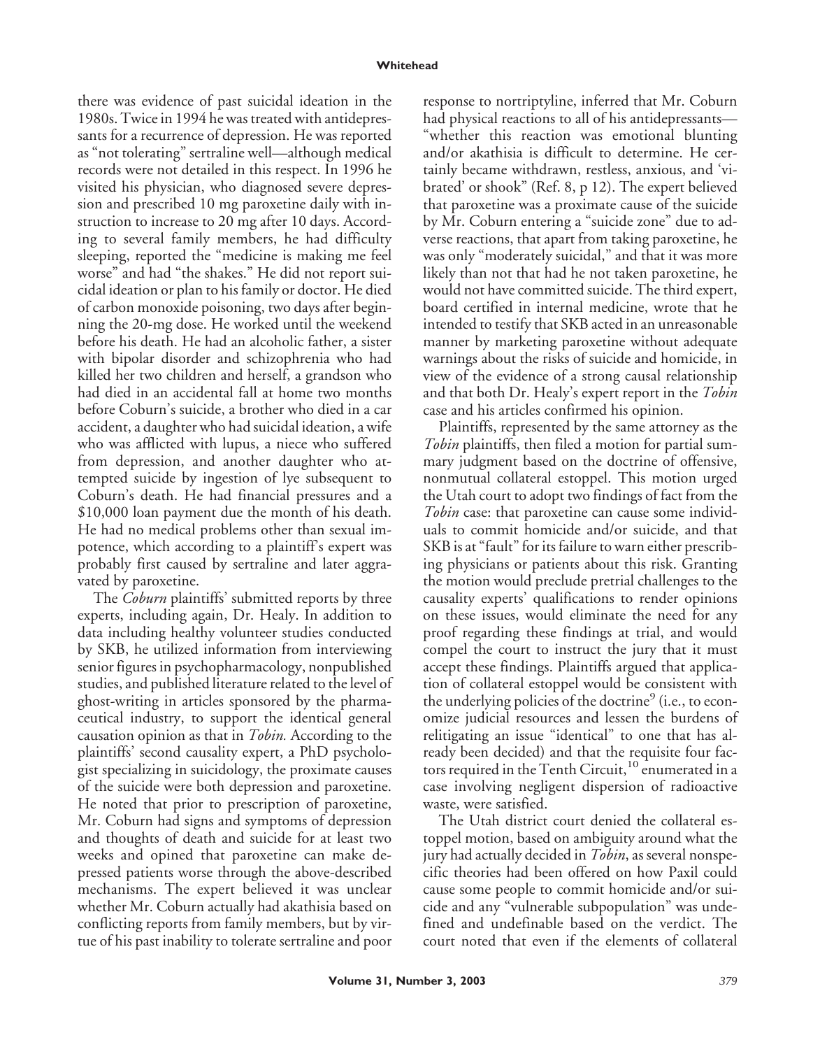there was evidence of past suicidal ideation in the 1980s. Twice in 1994 he was treated with antidepressants for a recurrence of depression. He was reported as "not tolerating" sertraline well—although medical records were not detailed in this respect. In 1996 he visited his physician, who diagnosed severe depression and prescribed 10 mg paroxetine daily with instruction to increase to 20 mg after 10 days. According to several family members, he had difficulty sleeping, reported the "medicine is making me feel worse" and had "the shakes." He did not report suicidal ideation or plan to his family or doctor. He died of carbon monoxide poisoning, two days after beginning the 20-mg dose. He worked until the weekend before his death. He had an alcoholic father, a sister with bipolar disorder and schizophrenia who had killed her two children and herself, a grandson who had died in an accidental fall at home two months before Coburn's suicide, a brother who died in a car accident, a daughter who had suicidal ideation, a wife who was afflicted with lupus, a niece who suffered from depression, and another daughter who attempted suicide by ingestion of lye subsequent to Coburn's death. He had financial pressures and a $10,000 loan payment due the month of his death. He had no medical problems other than sexual impotence, which according to a plaintiff's expert was probably first caused by sertraline and later aggravated by paroxetine.

The *Coburn* plaintiffs' submitted reports by three experts, including again, Dr. Healy. In addition to data including healthy volunteer studies conducted by SKB, he utilized information from interviewing senior figures in psychopharmacology, nonpublished studies, and published literature related to the level of ghost-writing in articles sponsored by the pharmaceutical industry, to support the identical general causation opinion as that in *Tobin.* According to the plaintiffs' second causality expert, a PhD psychologist specializing in suicidology, the proximate causes of the suicide were both depression and paroxetine. He noted that prior to prescription of paroxetine, Mr. Coburn had signs and symptoms of depression and thoughts of death and suicide for at least two weeks and opined that paroxetine can make depressed patients worse through the above-described mechanisms. The expert believed it was unclear whether Mr. Coburn actually had akathisia based on conflicting reports from family members, but by virtue of his past inability to tolerate sertraline and poor response to nortriptyline, inferred that Mr. Coburn had physical reactions to all of his antidepressants—"whether this reaction was emotional blunting and/or akathisia is difficult to determine. He certainly became withdrawn, restless, anxious, and 'vibrated' or shook" (Ref. 8, p 12). The expert believed that paroxetine was a proximate cause of the suicide by Mr. Coburn entering a "suicide zone" due to adverse reactions, that apart from taking paroxetine, he was only "moderately suicidal," and that it was more likely than not that had he not taken paroxetine, he would not have committed suicide. The third expert, board certified in internal medicine, wrote that he intended to testify that SKB acted in an unreasonable manner by marketing paroxetine without adequate warnings about the risks of suicide and homicide, in view of the evidence of a strong causal relationship and that both Dr. Healy's expert report in the *Tobin* case and his articles confirmed his opinion.

Plaintiffs, represented by the same attorney as the *Tobin* plaintiffs, then filed a motion for partial summary judgment based on the doctrine of offensive, nonmutual collateral estoppel. This motion urged the Utah court to adopt two findings of fact from the *Tobin* case: that paroxetine can cause some individuals to commit homicide and/or suicide, and that SKB is at "fault" for its failure to warn either prescribing physicians or patients about this risk. Granting the motion would preclude pretrial challenges to the causality experts' qualifications to render opinions on these issues, would eliminate the need for any proof regarding these findings at trial, and would compel the court to instruct the jury that it must accept these findings. Plaintiffs argued that application of collateral estoppel would be consistent with the underlying policies of the doctrine[9] (i.e., to economize judicial resources and lessen the burdens of relitigating an issue "identical" to one that has already been decided) and that the requisite four factors required in the Tenth Circuit,[10] enumerated in a case involving negligent dispersion of radioactive waste, were satisfied.

The Utah district court denied the collateral estoppel motion, based on ambiguity around what the jury had actually decided in *Tobin*, as several nonspecific theories had been offered on how Paxil could cause some people to commit homicide and/or suicide and any "vulnerable subpopulation" was undefined and undefinable based on the verdict. The court noted that even if the elements of collateral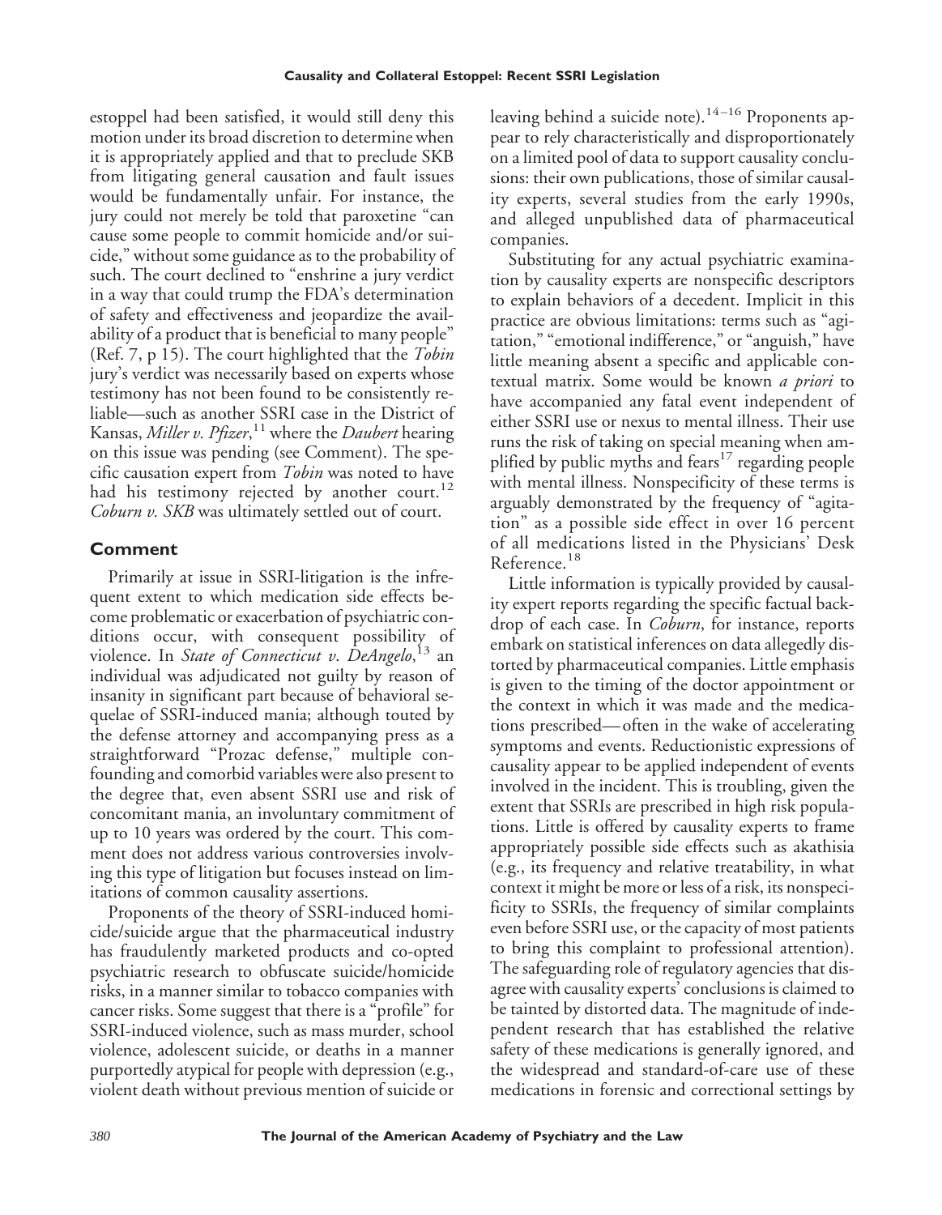estoppel had been satisfied, it would still deny this motion under its broad discretion to determine when it is appropriately applied and that to preclude SKB from litigating general causation and fault issues would be fundamentally unfair. For instance, the jury could not merely be told that paroxetine "can cause some people to commit homicide and/or suicide," without some guidance as to the probability of such. The court declined to "enshrine a jury verdict in a way that could trump the FDA's determination of safety and effectiveness and jeopardize the availability of a product that is beneficial to many people" (Ref. 7, p 15). The court highlighted that the *Tobin* jury's verdict was necessarily based on experts whose testimony has not been found to be consistently reliable—such as another SSRI case in the District of Kansas, *Miller v. Pfizer*,[11] where the *Daubert* hearing on this issue was pending (see Comment). The specific causation expert from *Tobin* was noted to have had his testimony rejected by another court.[12] *Coburn v. SKB* was ultimately settled out of court.

## Comment

Primarily at issue in SSRI-litigation is the infrequent extent to which medication side effects become problematic or exacerbation of psychiatric conditions occur, with consequent possibility of violence. In *State of Connecticut v. DeAngelo*,[13] an individual was adjudicated not guilty by reason of insanity in significant part because of behavioral sequelae of SSRI-induced mania; although touted by the defense attorney and accompanying press as a straightforward "Prozac defense," multiple confounding and comorbid variables were also present to the degree that, even absent SSRI use and risk of concomitant mania, an involuntary commitment of up to 10 years was ordered by the court. This comment does not address various controversies involving this type of litigation but focuses instead on limitations of common causality assertions.

Proponents of the theory of SSRI-induced homicide/suicide argue that the pharmaceutical industry has fraudulently marketed products and co-opted psychiatric research to obfuscate suicide/homicide risks, in a manner similar to tobacco companies with cancer risks. Some suggest that there is a "profile" for SSRI-induced violence, such as mass murder, school violence, adolescent suicide, or deaths in a manner purportedly atypical for people with depression (e.g., violent death without previous mention of suicide or leaving behind a suicide note).[14–16] Proponents appear to rely characteristically and disproportionately on a limited pool of data to support causality conclusions: their own publications, those of similar causality experts, several studies from the early 1990s, and alleged unpublished data of pharmaceutical companies.

Substituting for any actual psychiatric examination by causality experts are nonspecific descriptors to explain behaviors of a decedent. Implicit in this practice are obvious limitations: terms such as "agitation," "emotional indifference," or "anguish," have little meaning absent a specific and applicable contextual matrix. Some would be known *a priori* to have accompanied any fatal event independent of either SSRI use or nexus to mental illness. Their use runs the risk of taking on special meaning when amplified by public myths and fears[17] regarding people with mental illness. Nonspecificity of these terms is arguably demonstrated by the frequency of "agitation" as a possible side effect in over 16 percent of all medications listed in the Physicians' Desk Reference.[18]

Little information is typically provided by causality expert reports regarding the specific factual backdrop of each case. In *Coburn*, for instance, reports embark on statistical inferences on data allegedly distorted by pharmaceutical companies. Little emphasis is given to the timing of the doctor appointment or the context in which it was made and the medications prescribed—often in the wake of accelerating symptoms and events. Reductionistic expressions of causality appear to be applied independent of events involved in the incident. This is troubling, given the extent that SSRIs are prescribed in high risk populations. Little is offered by causality experts to frame appropriately possible side effects such as akathisia (e.g., its frequency and relative treatability, in what context it might be more or less of a risk, its nonspecificity to SSRIs, the frequency of similar complaints even before SSRI use, or the capacity of most patients to bring this complaint to professional attention). The safeguarding role of regulatory agencies that disagree with causality experts' conclusions is claimed to be tainted by distorted data. The magnitude of independent research that has established the relative safety of these medications is generally ignored, and the widespread and standard-of-care use of these medications in forensic and correctional settings by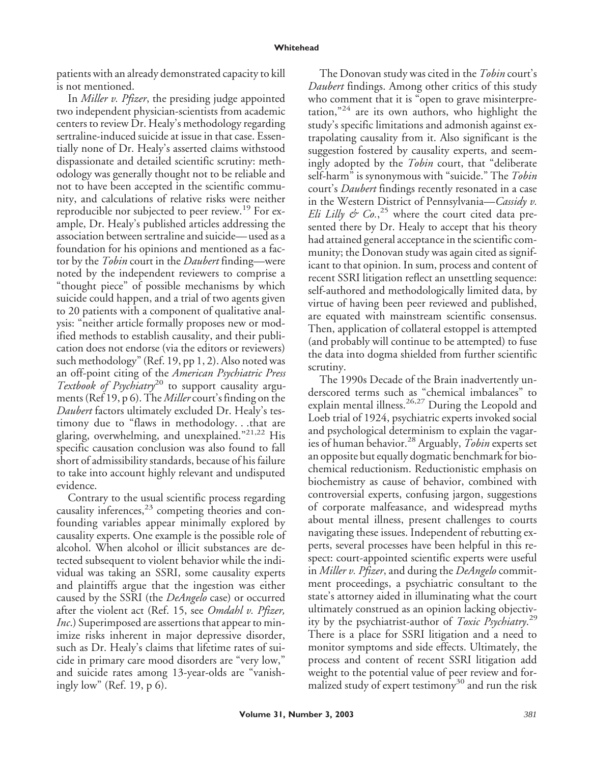patients with an already demonstrated capacity to kill is not mentioned.

In *Miller v. Pfizer*, the presiding judge appointed two independent physician-scientists from academic centers to review Dr. Healy's methodology regarding sertraline-induced suicide at issue in that case. Essentially none of Dr. Healy's asserted claims withstood dispassionate and detailed scientific scrutiny: methodology was generally thought not to be reliable and not to have been accepted in the scientific community, and calculations of relative risks were neither reproducible nor subjected to peer review.[19] For example, Dr. Healy's published articles addressing the association between sertraline and suicide—used as a foundation for his opinions and mentioned as a factor by the *Tobin* court in the *Daubert* finding—were noted by the independent reviewers to comprise a "thought piece" of possible mechanisms by which suicide could happen, and a trial of two agents given to 20 patients with a component of qualitative analysis: "neither article formally proposes new or modified methods to establish causality, and their publication does not endorse (via the editors or reviewers) such methodology" (Ref. 19, pp 1, 2). Also noted was an off-point citing of the *American Psychiatric Press Textbook of Psychiatry*[20] to support causality arguments (Ref 19, p 6). The *Miller* court's finding on the *Daubert* factors ultimately excluded Dr. Healy's testimony due to "flaws in methodology. . .that are glaring, overwhelming, and unexplained."[21,22] His specific causation conclusion was also found to fall short of admissibility standards, because of his failure to take into account highly relevant and undisputed evidence.

Contrary to the usual scientific process regarding causality inferences,[23] competing theories and confounding variables appear minimally explored by causality experts. One example is the possible role of alcohol. When alcohol or illicit substances are detected subsequent to violent behavior while the individual was taking an SSRI, some causality experts and plaintiffs argue that the ingestion was either caused by the SSRI (the *DeAngelo* case) or occurred after the violent act (Ref. 15, see *Omdahl v. Pfizer, Inc*.) Superimposed are assertions that appear to minimize risks inherent in major depressive disorder, such as Dr. Healy's claims that lifetime rates of suicide in primary care mood disorders are "very low," and suicide rates among 13-year-olds are "vanishingly low" (Ref. 19, p 6).

The Donovan study was cited in the *Tobin* court's *Daubert* findings. Among other critics of this study who comment that it is "open to grave misinterpretation,"[24] are its own authors, who highlight the study's specific limitations and admonish against extrapolating causality from it. Also significant is the suggestion fostered by causality experts, and seemingly adopted by the *Tobin* court, that "deliberate self-harm" is synonymous with "suicide." The *Tobin* court's *Daubert* findings recently resonated in a case in the Western District of Pennsylvania—*Cassidy v. Eli Lilly & Co.*,[25] where the court cited data presented there by Dr. Healy to accept that his theory had attained general acceptance in the scientific community; the Donovan study was again cited as significant to that opinion. In sum, process and content of recent SSRI litigation reflect an unsettling sequence: self-authored and methodologically limited data, by virtue of having been peer reviewed and published, are equated with mainstream scientific consensus. Then, application of collateral estoppel is attempted (and probably will continue to be attempted) to fuse the data into dogma shielded from further scientific scrutiny.

The 1990s Decade of the Brain inadvertently underscored terms such as "chemical imbalances" to explain mental illness.[26,27] During the Leopold and Loeb trial of 1924, psychiatric experts invoked social and psychological determinism to explain the vagaries of human behavior.[28] Arguably, *Tobin* experts set an opposite but equally dogmatic benchmark for biochemical reductionism. Reductionistic emphasis on biochemistry as cause of behavior, combined with controversial experts, confusing jargon, suggestions of corporate malfeasance, and widespread myths about mental illness, present challenges to courts navigating these issues. Independent of rebutting experts, several processes have been helpful in this respect: court-appointed scientific experts were useful in *Miller v. Pfizer*, and during the *DeAngelo* commitment proceedings, a psychiatric consultant to the state's attorney aided in illuminating what the court ultimately construed as an opinion lacking objectivity by the psychiatrist-author of *Toxic Psychiatry*.[29] There is a place for SSRI litigation and a need to monitor symptoms and side effects. Ultimately, the process and content of recent SSRI litigation add weight to the potential value of peer review and formalized study of expert testimony[30] and run the risk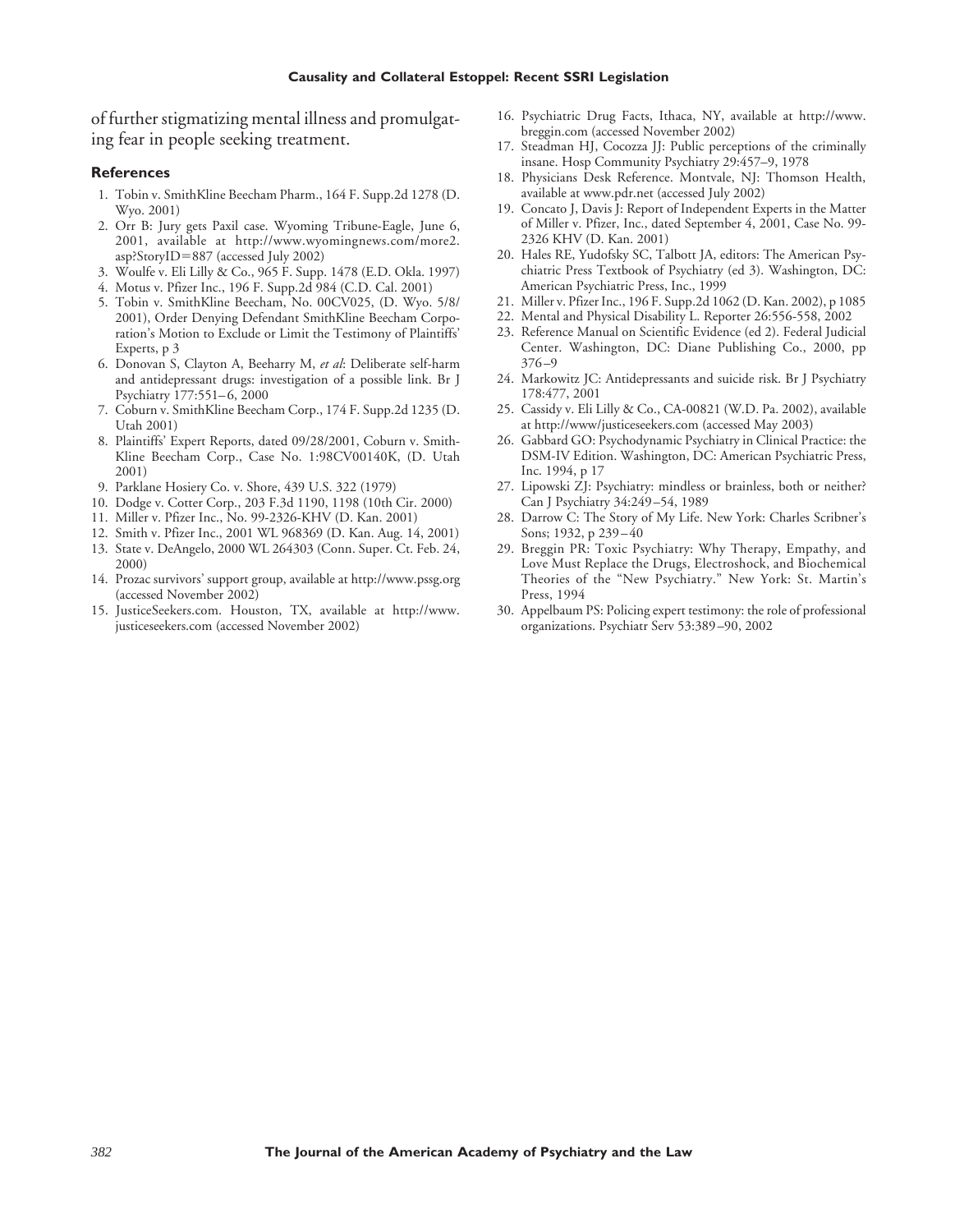of further stigmatizing mental illness and promulgating fear in people seeking treatment.

### References

1. Tobin v. SmithKline Beecham Pharm., 164 F. Supp.2d 1278 (D. Wyo. 2001)
2. Orr B: Jury gets Paxil case. Wyoming Tribune-Eagle, June 6, 2001, available at http://www.wyomingnews.com/more2.asp?StoryID=887 (accessed July 2002)
3. Woulfe v. Eli Lilly & Co., 965 F. Supp. 1478 (E.D. Okla. 1997)
4. Motus v. Pfizer Inc., 196 F. Supp.2d 984 (C.D. Cal. 2001)
5. Tobin v. SmithKline Beecham, No. 00CV025, (D. Wyo. 5/8/2001), Order Denying Defendant SmithKline Beecham Corporation's Motion to Exclude or Limit the Testimony of Plaintiffs' Experts, p 3
6. Donovan S, Clayton A, Beeharry M, *et al*: Deliberate self-harm and antidepressant drugs: investigation of a possible link. Br J Psychiatry 177:551–6, 2000
7. Coburn v. SmithKline Beecham Corp., 174 F. Supp.2d 1235 (D. Utah 2001)
8. Plaintiffs' Expert Reports, dated 09/28/2001, Coburn v. SmithKline Beecham Corp., Case No. 1:98CV00140K, (D. Utah 2001)
9. Parklane Hosiery Co. v. Shore, 439 U.S. 322 (1979)
10. Dodge v. Cotter Corp., 203 F.3d 1190, 1198 (10th Cir. 2000)
11. Miller v. Pfizer Inc., No. 99-2326-KHV (D. Kan. 2001)
12. Smith v. Pfizer Inc., 2001 WL 968369 (D. Kan. Aug. 14, 2001)
13. State v. DeAngelo, 2000 WL 264303 (Conn. Super. Ct. Feb. 24, 2000)
14. Prozac survivors' support group, available at http://www.pssg.org (accessed November 2002)
15. JusticeSeekers.com. Houston, TX, available at http://www.justiceseekers.com (accessed November 2002)
16. Psychiatric Drug Facts, Ithaca, NY, available at http://www.breggin.com (accessed November 2002)
17. Steadman HJ, Cocozza JJ: Public perceptions of the criminally insane. Hosp Community Psychiatry 29:457–9, 1978
18. Physicians Desk Reference. Montvale, NJ: Thomson Health, available at www.pdr.net (accessed July 2002)
19. Concato J, Davis J: Report of Independent Experts in the Matter of Miller v. Pfizer, Inc., dated September 4, 2001, Case No. 99-2326 KHV (D. Kan. 2001)
20. Hales RE, Yudofsky SC, Talbott JA, editors: The American Psychiatric Press Textbook of Psychiatry (ed 3). Washington, DC: American Psychiatric Press, Inc., 1999
21. Miller v. Pfizer Inc., 196 F. Supp.2d 1062 (D. Kan. 2002), p 1085
22. Mental and Physical Disability L. Reporter 26:556-558, 2002
23. Reference Manual on Scientific Evidence (ed 2). Federal Judicial Center. Washington, DC: Diane Publishing Co., 2000, pp 376–9
24. Markowitz JC: Antidepressants and suicide risk. Br J Psychiatry 178:477, 2001
25. Cassidy v. Eli Lilly & Co., CA-00821 (W.D. Pa. 2002), available at http://www/justiceseekers.com (accessed May 2003)
26. Gabbard GO: Psychodynamic Psychiatry in Clinical Practice: the DSM-IV Edition. Washington, DC: American Psychiatric Press, Inc. 1994, p 17
27. Lipowski ZJ: Psychiatry: mindless or brainless, both or neither? Can J Psychiatry 34:249–54, 1989
28. Darrow C: The Story of My Life. New York: Charles Scribner's Sons; 1932, p 239–40
29. Breggin PR: Toxic Psychiatry: Why Therapy, Empathy, and Love Must Replace the Drugs, Electroshock, and Biochemical Theories of the "New Psychiatry." New York: St. Martin's Press, 1994
30. Appelbaum PS: Policing expert testimony: the role of professional organizations. Psychiatr Serv 53:389–90, 2002